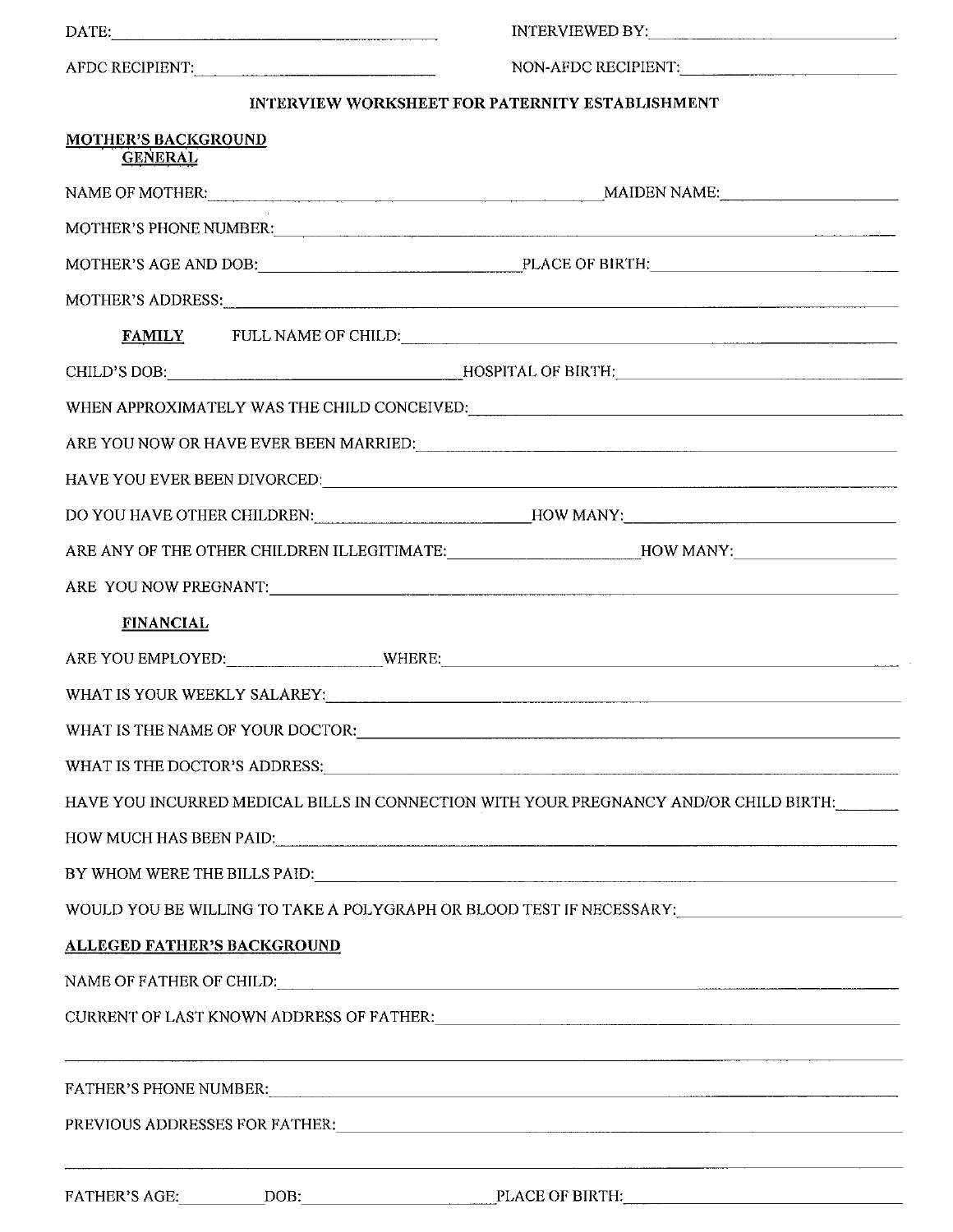DATE: ______________________ INTERVIEWED BY: ______________________

AFDC RECIPIENT: ______________________ NON-AFDC RECIPIENT: ______________________

## INTERVIEW WORKSHEET FOR PATERNITY ESTABLISHMENT

### MOTHER'S BACKGROUND

#### GENERAL

NAME OF MOTHER: ______________________ MAIDEN NAME: ______________________

MOTHER'S PHONE NUMBER: ______________________

MOTHER'S AGE AND DOB: ______________________ PLACE OF BIRTH: ______________________

MOTHER'S ADDRESS: ______________________

#### FAMILY

FULL NAME OF CHILD: ______________________

CHILD'S DOB: ______________________ HOSPITAL OF BIRTH: ______________________

WHEN APPROXIMATELY WAS THE CHILD CONCEIVED: ______________________

ARE YOU NOW OR HAVE EVER BEEN MARRIED: ______________________

HAVE YOU EVER BEEN DIVORCED: ______________________

DO YOU HAVE OTHER CHILDREN: ______________________ HOW MANY: ______________________

ARE ANY OF THE OTHER CHILDREN ILLEGITIMATE: ______________________ HOW MANY: ______________________

ARE YOU NOW PREGNANT: ______________________

#### FINANCIAL

ARE YOU EMPLOYED: ______________________ WHERE: ______________________

WHAT IS YOUR WEEKLY SALAREY: ______________________

WHAT IS THE NAME OF YOUR DOCTOR: ______________________

WHAT IS THE DOCTOR'S ADDRESS: ______________________

HAVE YOU INCURRED MEDICAL BILLS IN CONNECTION WITH YOUR PREGNANCY AND/OR CHILD BIRTH: ________

HOW MUCH HAS BEEN PAID: ______________________

BY WHOM WERE THE BILLS PAID: ______________________

WOULD YOU BE WILLING TO TAKE A POLYGRAPH OR BLOOD TEST IF NECESSARY: ______________________

### ALLEGED FATHER'S BACKGROUND

NAME OF FATHER OF CHILD: ______________________

CURRENT OF LAST KNOWN ADDRESS OF FATHER: ______________________

______________________

FATHER'S PHONE NUMBER: ______________________

PREVIOUS ADDRESSES FOR FATHER: ______________________

______________________

FATHER'S AGE: __________ DOB: ______________________ PLACE OF BIRTH: ______________________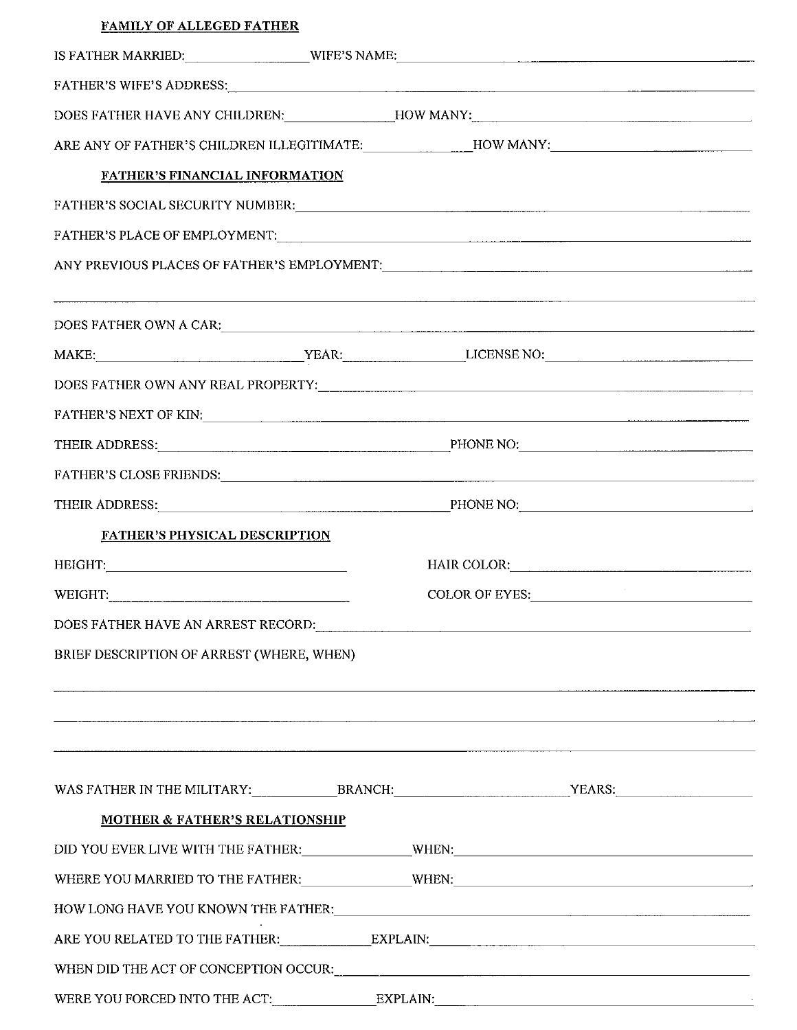**FAMILY OF ALLEGED FATHER**

IS FATHER MARRIED: ________________ WIFE'S NAME: ________________________________

FATHER'S WIFE'S ADDRESS: ________________________________________________

DOES FATHER HAVE ANY CHILDREN: ______________ HOW MANY: ______________________

ARE ANY OF FATHER'S CHILDREN ILLEGITIMATE: ______________ HOW MANY: ______________

**FATHER'S FINANCIAL INFORMATION**

FATHER'S SOCIAL SECURITY NUMBER: ________________________________________

FATHER'S PLACE OF EMPLOYMENT: __________________________________________

ANY PREVIOUS PLACES OF FATHER'S EMPLOYMENT: ______________________________

________________________________________________________________________

DOES FATHER OWN A CAR: ______________________________________________

MAKE: ________________________ YEAR: ______________ LICENSE NO: ______________

DOES FATHER OWN ANY REAL PROPERTY: ____________________________________

FATHER'S NEXT OF KIN: ________________________________________________

THEIR ADDRESS: ________________________________ PHONE NO: ________________

FATHER'S CLOSE FRIENDS: ______________________________________________

THEIR ADDRESS: ________________________________ PHONE NO: ________________

**FATHER'S PHYSICAL DESCRIPTION**

HEIGHT: ______________________________ HAIR COLOR: ______________________

WEIGHT: ______________________________ COLOR OF EYES: ____________________

DOES FATHER HAVE AN ARREST RECORD: ____________________________________

BRIEF DESCRIPTION OF ARREST (WHERE, WHEN)

________________________________________________________________________

________________________________________________________________________

________________________________________________________________________

WAS FATHER IN THE MILITARY: ____________ BRANCH: ______________________ YEARS: ______________

**MOTHER & FATHER'S RELATIONSHIP**

DID YOU EVER LIVE WITH THE FATHER: ______________ WHEN: ______________________

WHERE YOU MARRIED TO THE FATHER: ______________ WHEN: ______________________

HOW LONG HAVE YOU KNOWN THE FATHER: __________________________________

ARE YOU RELATED TO THE FATHER: ____________ EXPLAIN: ______________________

WHEN DID THE ACT OF CONCEPTION OCCUR: ________________________________

WERE YOU FORCED INTO THE ACT: ______________ EXPLAIN: ______________________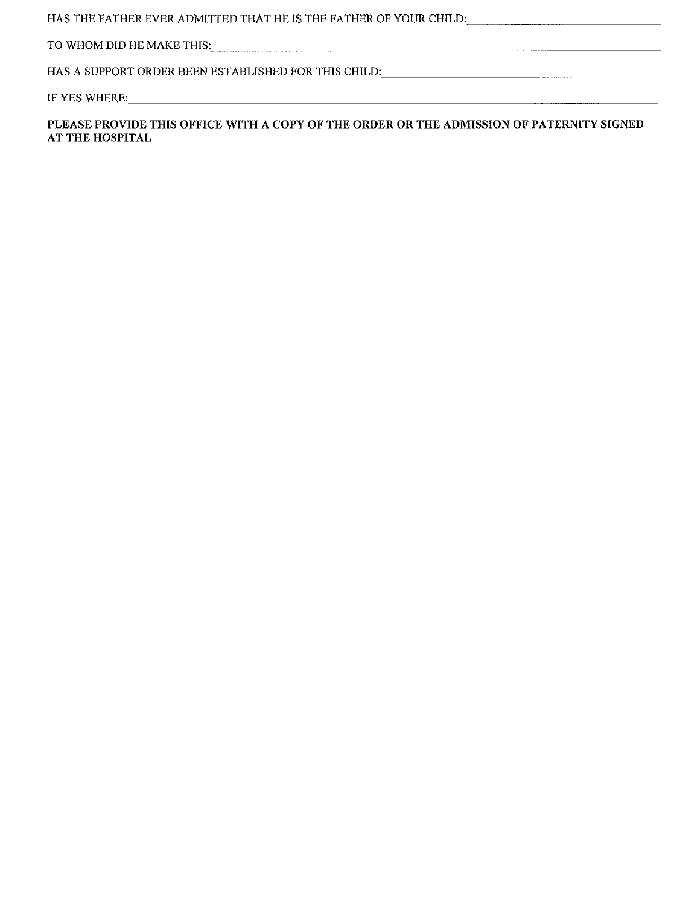HAS THE FATHER EVER ADMITTED THAT HE IS THE FATHER OF YOUR CHILD: ______________________

TO WHOM DID HE MAKE THIS: ______________________

HAS A SUPPORT ORDER BEEN ESTABLISHED FOR THIS CHILD: ______________________

IF YES WHERE: ______________________

**PLEASE PROVIDE THIS OFFICE WITH A COPY OF THE ORDER OR THE ADMISSION OF PATERNITY SIGNED AT THE HOSPITAL**